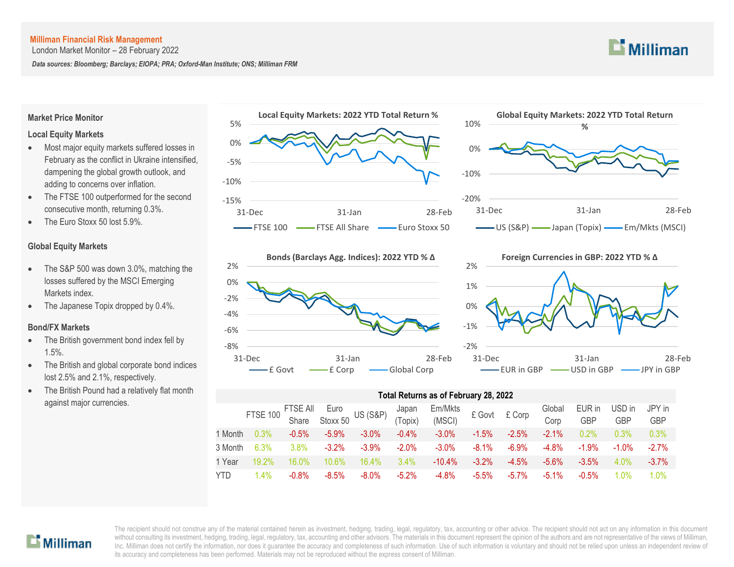**Milliman Financial Risk Management**

London Market Monitor – 28 February 2022

***Data sources: Bloomberg; Barclays; EIOPA; PRA; Oxford-Man Institute; ONS; Milliman FRM***

## Market Price Monitor

### Local Equity Markets

- Most major equity markets suffered losses in February as the conflict in Ukraine intensified, dampening the global growth outlook, and adding to concerns over inflation.
- The FTSE 100 outperformed for the second consecutive month, returning 0.3%.
- The Euro Stoxx 50 lost 5.9%.

### Global Equity Markets

- The S&P 500 was down 3.0%, matching the losses suffered by the MSCI Emerging Markets index.
- The Japanese Topix dropped by 0.4%.

### Bond/FX Markets

- The British government bond index fell by 1.5%.
- The British and global corporate bond indices lost 2.5% and 2.1%, respectively.
- The British Pound had a relatively flat month against major currencies.

**Local Equity Markets: 2022 YTD Total Return %**

**Global Equity Markets: 2022 YTD Total Return %**

**Bonds (Barclays Agg. Indices): 2022 YTD % Δ**

**Foreign Currencies in GBP: 2022 YTD % Δ**

**Total Returns as of February 28, 2022**

| | FTSE 100 | FTSE All Share | Euro Stoxx 50 | US (S&P) | Japan (Topix) | Em/Mkts (MSCI) | £ Govt | £ Corp | Global Corp | EUR in GBP | USD in GBP | JPY in GBP |
|---|---|---|---|---|---|---|---|---|---|---|---|---|
| 1 Month | 0.3% | -0.5% | -5.9% | -3.0% | -0.4% | -3.0% | -1.5% | -2.5% | -2.1% | 0.2% | 0.3% | 0.3% |
| 3 Month | 6.3% | 3.8% | -3.2% | -3.9% | -2.0% | -3.0% | -8.1% | -6.9% | -4.8% | -1.9% | -1.0% | -2.7% |
| 1 Year | 19.2% | 16.0% | 10.6% | 16.4% | 3.4% | -10.4% | -3.2% | -4.5% | -5.6% | -3.5% | 4.0% | -3.7% |
| YTD | 1.4% | -0.8% | -8.5% | -8.0% | -5.2% | -4.8% | -5.5% | -5.7% | -5.1% | -0.5% | 1.0% | 1.0% |

The recipient should not construe any of the material contained herein as investment, hedging, trading, legal, regulatory, tax, accounting or other advice. The recipient should not act on any information in this document without consulting its investment, hedging, trading, legal, regulatory, tax, accounting and other advisors. The materials in this document represent the opinion of the authors and are not representative of the views of Milliman, Inc. Milliman does not certify the information, nor does it guarantee the accuracy and completeness of such information. Use of such information is voluntary and should not be relied upon unless an independent review of its accuracy and completeness has been performed. Materials may not be reproduced without the express consent of Milliman.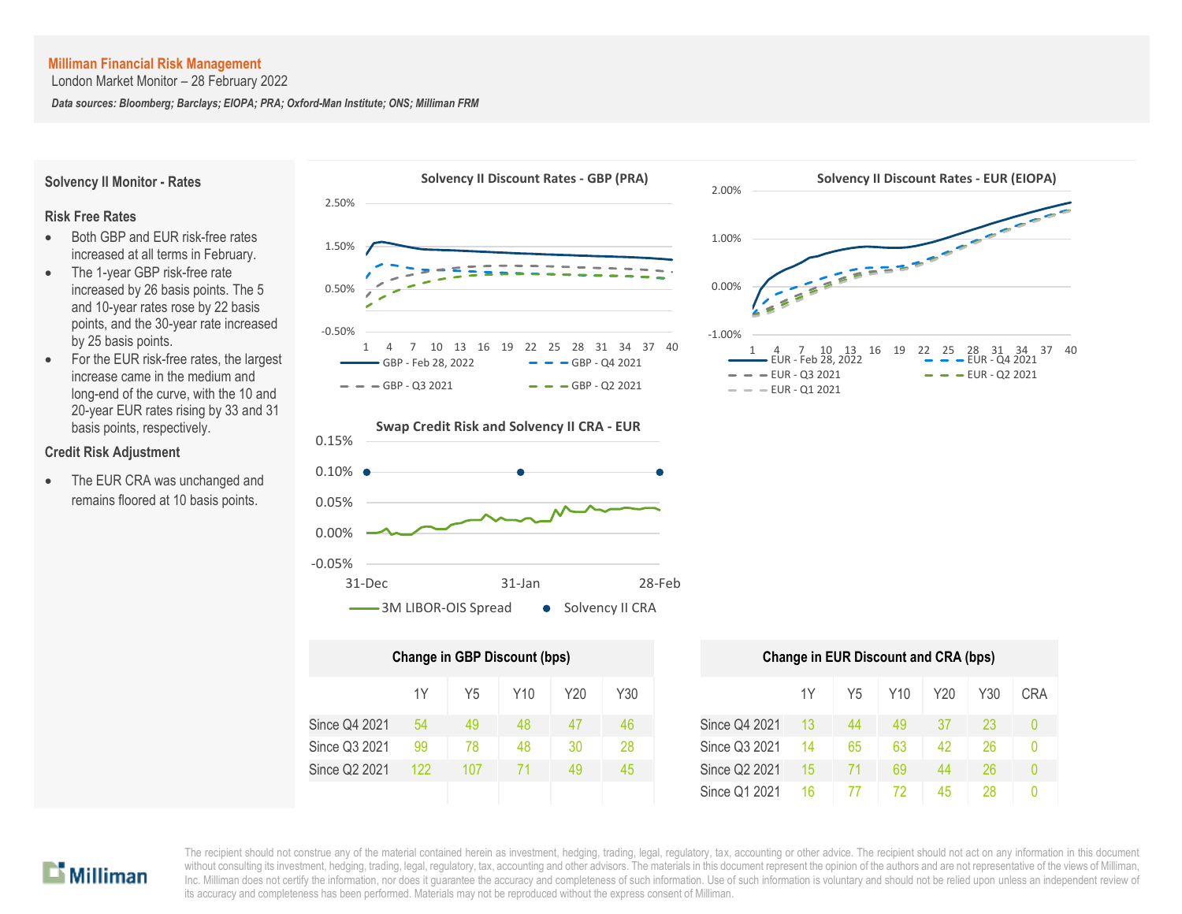**Milliman Financial Risk Management**
London Market Monitor – 28 February 2022

***Data sources: Bloomberg; Barclays; EIOPA; PRA; Oxford-Man Institute; ONS; Milliman FRM***

## Solvency II Monitor - Rates

### Risk Free Rates

- Both GBP and EUR risk-free rates increased at all terms in February.
- The 1-year GBP risk-free rate increased by 26 basis points. The 5 and 10-year rates rose by 22 basis points, and the 30-year rate increased by 25 basis points.
- For the EUR risk-free rates, the largest increase came in the medium and long-end of the curve, with the 10 and 20-year EUR rates rising by 33 and 31 basis points, respectively.

### Credit Risk Adjustment

- The EUR CRA was unchanged and remains floored at 10 basis points.

**Solvency II Discount Rates - GBP (PRA)**

**Solvency II Discount Rates - EUR (EIOPA)**

**Swap Credit Risk and Solvency II CRA - EUR**

**Change in GBP Discount (bps)**

| | 1Y | Y5 | Y10 | Y20 | Y30 |
|---|---|---|---|---|---|
| Since Q4 2021 | 54 | 49 | 48 | 47 | 46 |
| Since Q3 2021 | 99 | 78 | 48 | 30 | 28 |
| Since Q2 2021 | 122 | 107 | 71 | 49 | 45 |

**Change in EUR Discount and CRA (bps)**

| | 1Y | Y5 | Y10 | Y20 | Y30 | CRA |
|---|---|---|---|---|---|---|
| Since Q4 2021 | 13 | 44 | 49 | 37 | 23 | 0 |
| Since Q3 2021 | 14 | 65 | 63 | 42 | 26 | 0 |
| Since Q2 2021 | 15 | 71 | 69 | 44 | 26 | 0 |
| Since Q1 2021 | 16 | 77 | 72 | 45 | 28 | 0 |

The recipient should not construe any of the material contained herein as investment, hedging, trading, legal, regulatory, tax, accounting or other advice. The recipient should not act on any information in this document without consulting its investment, hedging, trading, legal, regulatory, tax, accounting and other advisors. The materials in this document represent the opinion of the authors and are not representative of the views of Milliman, Inc. Milliman does not certify the information, nor does it guarantee the accuracy and completeness of such information. Use of such information is voluntary and should not be relied upon unless an independent review of its accuracy and completeness has been performed. Materials may not be reproduced without the express consent of Milliman.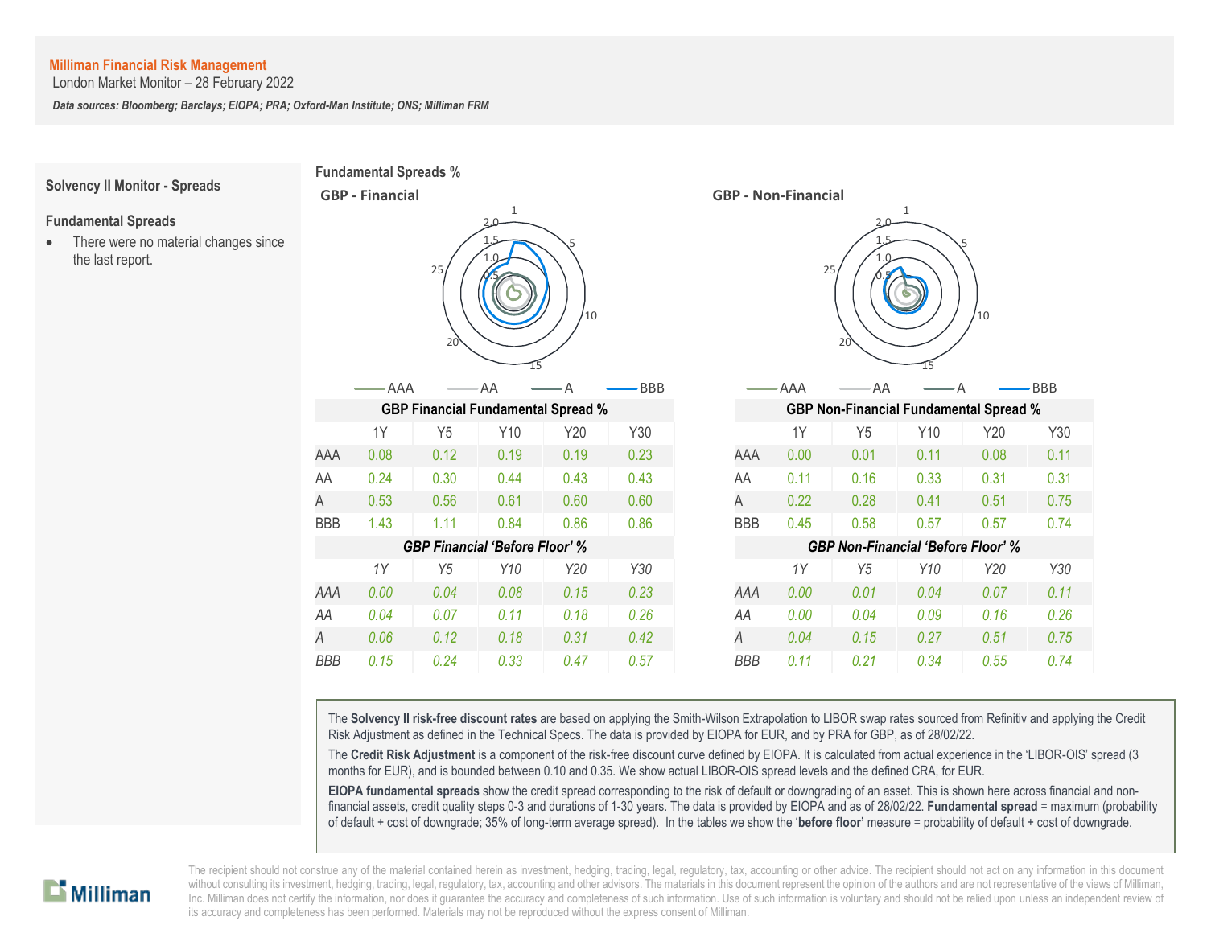**Milliman Financial Risk Management**
London Market Monitor – 28 February 2022

***Data sources: Bloomberg; Barclays; EIOPA; PRA; Oxford-Man Institute; ONS; Milliman FRM***

## Solvency II Monitor - Spreads

### Fundamental Spreads

- There were no material changes since the last report.

### Fundamental Spreads %

**GBP - Financial**

**GBP - Non-Financial**

| GBP Financial Fundamental Spread % | | | | | |
|---|---|---|---|---|---|
| | 1Y | Y5 | Y10 | Y20 | Y30 |
| AAA | 0.08 | 0.12 | 0.19 | 0.19 | 0.23 |
| AA | 0.24 | 0.30 | 0.44 | 0.43 | 0.43 |
| A | 0.53 | 0.56 | 0.61 | 0.60 | 0.60 |
| BBB | 1.43 | 1.11 | 0.84 | 0.86 | 0.86 |

| *GBP Financial 'Before Floor' %* | | | | | |
|---|---|---|---|---|---|
| | *1Y* | *Y5* | *Y10* | *Y20* | *Y30* |
| *AAA* | *0.00* | *0.04* | *0.08* | *0.15* | *0.23* |
| *AA* | *0.04* | *0.07* | *0.11* | *0.18* | *0.26* |
| *A* | *0.06* | *0.12* | *0.18* | *0.31* | *0.42* |
| *BBB* | *0.15* | *0.24* | *0.33* | *0.47* | *0.57* |

| GBP Non-Financial Fundamental Spread % | | | | | |
|---|---|---|---|---|---|
| | 1Y | Y5 | Y10 | Y20 | Y30 |
| AAA | 0.00 | 0.01 | 0.11 | 0.08 | 0.11 |
| AA | 0.11 | 0.16 | 0.33 | 0.31 | 0.31 |
| A | 0.22 | 0.28 | 0.41 | 0.51 | 0.75 |
| BBB | 0.45 | 0.58 | 0.57 | 0.57 | 0.74 |

| *GBP Non-Financial 'Before Floor' %* | | | | | |
|---|---|---|---|---|---|
| | *1Y* | *Y5* | *Y10* | *Y20* | *Y30* |
| *AAA* | *0.00* | *0.01* | *0.04* | *0.07* | *0.11* |
| *AA* | *0.00* | *0.04* | *0.09* | *0.16* | *0.26* |
| *A* | *0.04* | *0.15* | *0.27* | *0.51* | *0.75* |
| *BBB* | *0.11* | *0.21* | *0.34* | *0.55* | *0.74* |

The **Solvency II risk-free discount rates** are based on applying the Smith-Wilson Extrapolation to LIBOR swap rates sourced from Refinitiv and applying the Credit Risk Adjustment as defined in the Technical Specs. The data is provided by EIOPA for EUR, and by PRA for GBP, as of 28/02/22.

The **Credit Risk Adjustment** is a component of the risk-free discount curve defined by EIOPA. It is calculated from actual experience in the 'LIBOR-OIS' spread (3 months for EUR), and is bounded between 0.10 and 0.35. We show actual LIBOR-OIS spread levels and the defined CRA, for EUR.

**EIOPA fundamental spreads** show the credit spread corresponding to the risk of default or downgrading of an asset. This is shown here across financial and non-financial assets, credit quality steps 0-3 and durations of 1-30 years. The data is provided by EIOPA and as of 28/02/22. **Fundamental spread** = maximum (probability of default + cost of downgrade; 35% of long-term average spread). In the tables we show the '**before floor**' measure = probability of default + cost of downgrade.

The recipient should not construe any of the material contained herein as investment, hedging, trading, legal, regulatory, tax, accounting or other advice. The recipient should not act on any information in this document without consulting its investment, hedging, trading, legal, regulatory, tax, accounting and other advisors. The materials in this document represent the opinion of the authors and are not representative of the views of Milliman, Inc. Milliman does not certify the information, nor does it guarantee the accuracy and completeness of such information. Use of such information is voluntary and should not be relied upon unless an independent review of its accuracy and completeness has been performed. Materials may not be reproduced without the express consent of Milliman.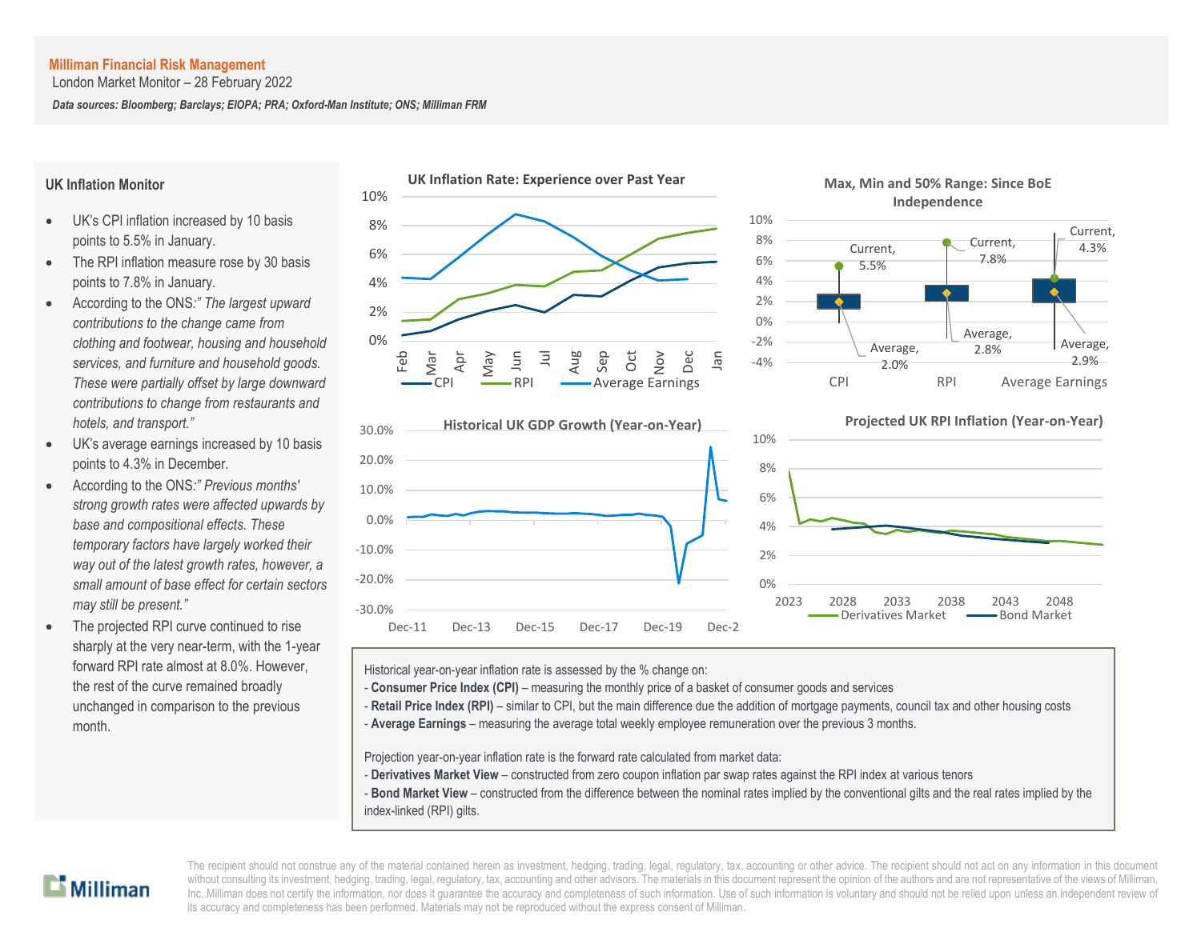Milliman Financial Risk Management

London Market Monitor – 28 February 2022

*Data sources: Bloomberg; Barclays; EIOPA; PRA; Oxford-Man Institute; ONS; Milliman FRM*

## UK Inflation Monitor

- UK's CPI inflation increased by 10 basis points to 5.5% in January.
- The RPI inflation measure rose by 30 basis points to 7.8% in January.
- According to the ONS:*" The largest upward contributions to the change came from clothing and footwear, housing and household services, and furniture and household goods. These were partially offset by large downward contributions to change from restaurants and hotels, and transport."*
- UK's average earnings increased by 10 basis points to 4.3% in December.
- According to the ONS:*" Previous months' strong growth rates were affected upwards by base and compositional effects. These temporary factors have largely worked their way out of the latest growth rates, however, a small amount of base effect for certain sectors may still be present."*
- The projected RPI curve continued to rise sharply at the very near-term, with the 1-year forward RPI rate almost at 8.0%. However, the rest of the curve remained broadly unchanged in comparison to the previous month.

**UK Inflation Rate: Experience over Past Year**

**Max, Min and 50% Range: Since BoE Independence**

| | Current | Average |
|---|---|---|
| CPI | 5.5% | 2.0% |
| RPI | 7.8% | 2.8% |
| Average Earnings | 4.3% | 2.9% |

**Historical UK GDP Growth (Year-on-Year)**

**Projected UK RPI Inflation (Year-on-Year)**

Historical year-on-year inflation rate is assessed by the % change on:

- **Consumer Price Index (CPI)** – measuring the monthly price of a basket of consumer goods and services
- **Retail Price Index (RPI)** – similar to CPI, but the main difference due the addition of mortgage payments, council tax and other housing costs
- **Average Earnings** – measuring the average total weekly employee remuneration over the previous 3 months.

Projection year-on-year inflation rate is the forward rate calculated from market data:

- **Derivatives Market View** – constructed from zero coupon inflation par swap rates against the RPI index at various tenors
- **Bond Market View** – constructed from the difference between the nominal rates implied by the conventional gilts and the real rates implied by the index-linked (RPI) gilts.

The recipient should not construe any of the material contained herein as investment, hedging, trading, legal, regulatory, tax, accounting or other advice. The recipient should not act on any information in this document without consulting its investment, hedging, trading, legal, regulatory, tax, accounting and other advisors. The materials in this document represent the opinion of the authors and are not representative of the views of Milliman, Inc. Milliman does not certify the information, nor does it guarantee the accuracy and completeness of such information. Use of such information is voluntary and should not be relied upon unless an independent review of its accuracy and completeness has been performed. Materials may not be reproduced without the express consent of Milliman.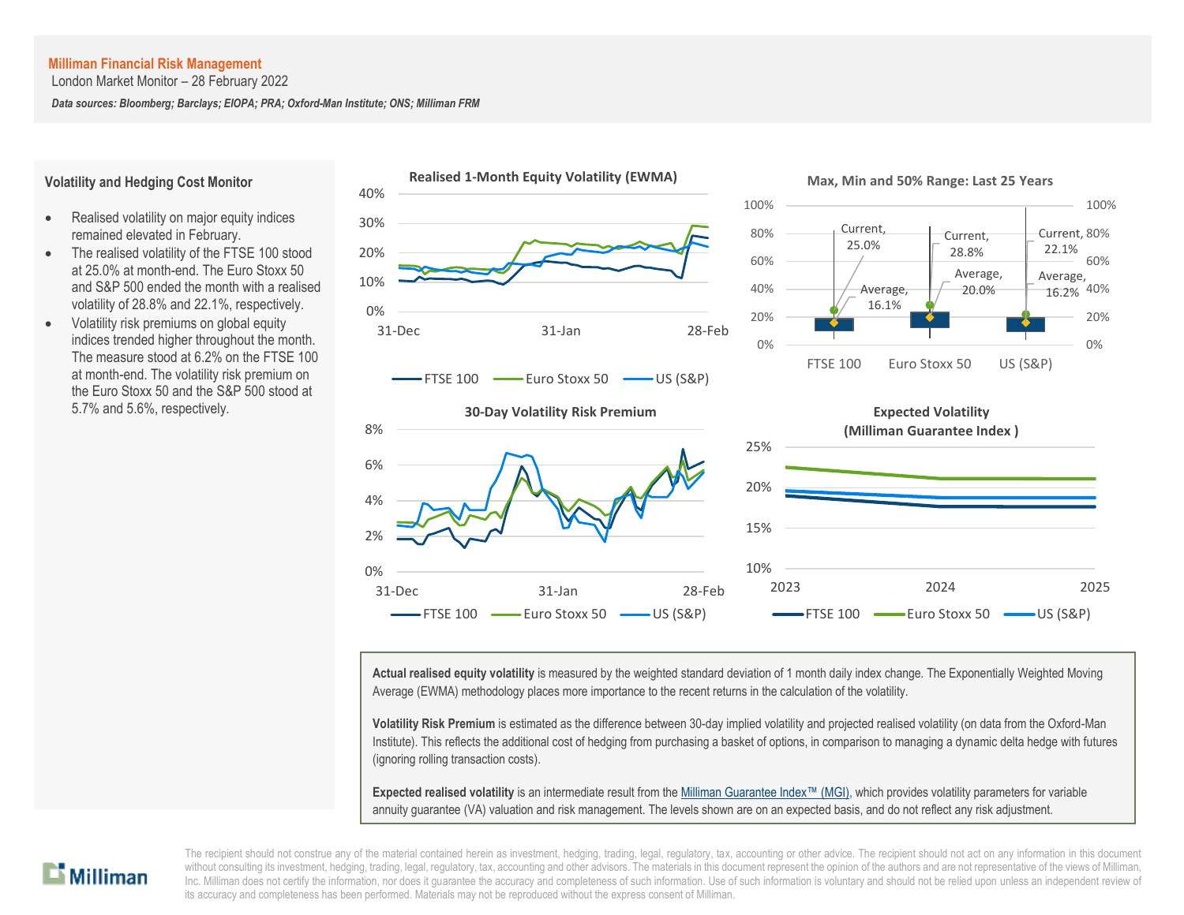**Milliman Financial Risk Management**
London Market Monitor – 28 February 2022

***Data sources: Bloomberg; Barclays; EIOPA; PRA; Oxford-Man Institute; ONS; Milliman FRM***

## Volatility and Hedging Cost Monitor

- Realised volatility on major equity indices remained elevated in February.
- The realised volatility of the FTSE 100 stood at 25.0% at month-end. The Euro Stoxx 50 and S&P 500 ended the month with a realised volatility of 28.8% and 22.1%, respectively.
- Volatility risk premiums on global equity indices trended higher throughout the month. The measure stood at 6.2% on the FTSE 100 at month-end. The volatility risk premium on the Euro Stoxx 50 and the S&P 500 stood at 5.7% and 5.6%, respectively.

**Realised 1-Month Equity Volatility (EWMA)**

**Max, Min and 50% Range: Last 25 Years**

| | FTSE 100 | Euro Stoxx 50 | US (S&P) |
|---|---|---|---|
| Current | 25.0% | 28.8% | 22.1% |
| Average | 16.1% | 20.0% | 16.2% |

**30-Day Volatility Risk Premium**

**Expected Volatility (Milliman Guarantee Index )**

**Actual realised equity volatility** is measured by the weighted standard deviation of 1 month daily index change. The Exponentially Weighted Moving Average (EWMA) methodology places more importance to the recent returns in the calculation of the volatility.

**Volatility Risk Premium** is estimated as the difference between 30-day implied volatility and projected realised volatility (on data from the Oxford-Man Institute). This reflects the additional cost of hedging from purchasing a basket of options, in comparison to managing a dynamic delta hedge with futures (ignoring rolling transaction costs).

**Expected realised volatility** is an intermediate result from the Milliman Guarantee Index™ (MGI), which provides volatility parameters for variable annuity guarantee (VA) valuation and risk management. The levels shown are on an expected basis, and do not reflect any risk adjustment.

The recipient should not construe any of the material contained herein as investment, hedging, trading, legal, regulatory, tax, accounting or other advice. The recipient should not act on any information in this document without consulting its investment, hedging, trading, legal, regulatory, tax, accounting and other advisors. The materials in this document represent the opinion of the authors and are not representative of the views of Milliman, Inc. Milliman does not certify the information, nor does it guarantee the accuracy and completeness of such information. Use of such information is voluntary and should not be relied upon unless an independent review of its accuracy and completeness has been performed. Materials may not be reproduced without the express consent of Milliman.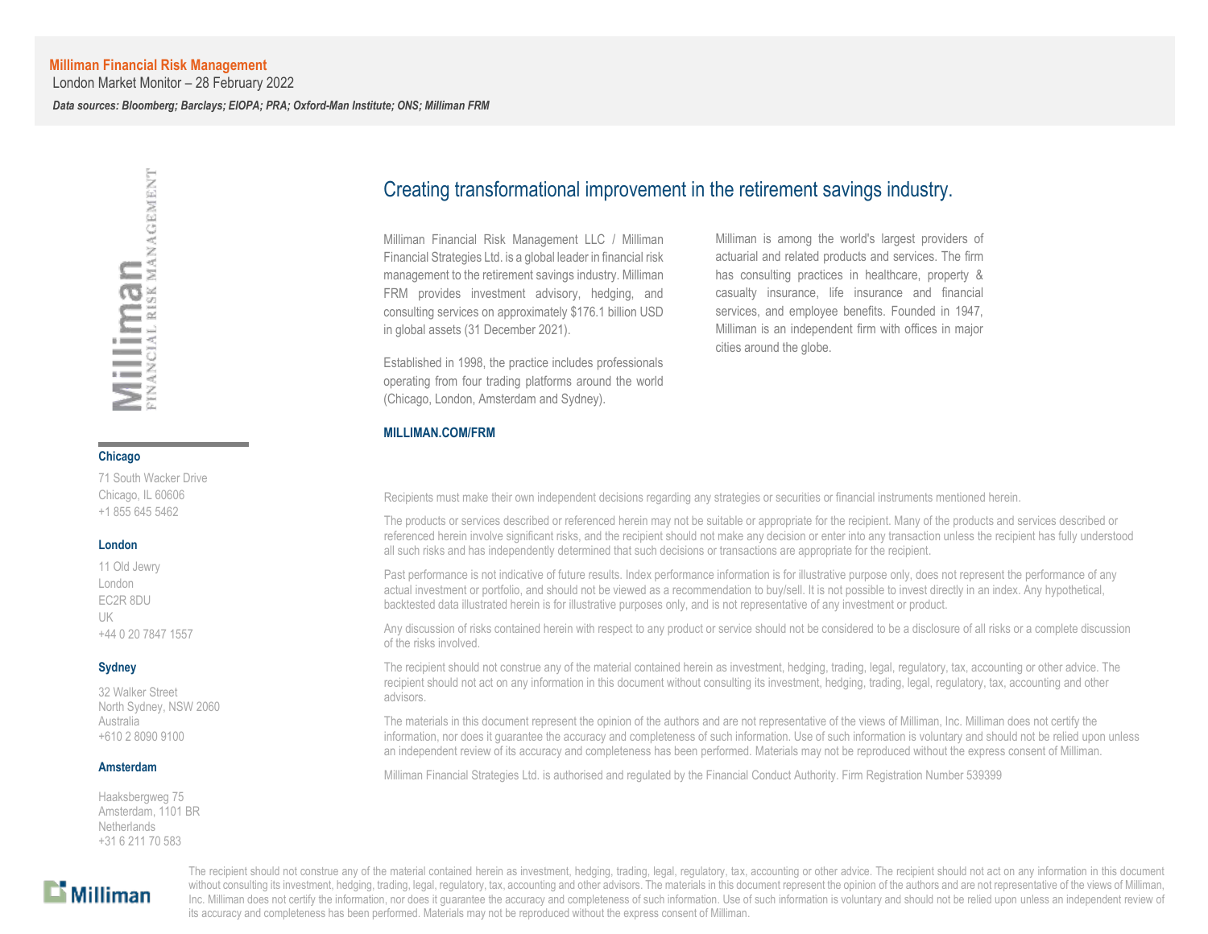**Milliman Financial Risk Management**

London Market Monitor – 28 February 2022

*Data sources: Bloomberg; Barclays; EIOPA; PRA; Oxford-Man Institute; ONS; Milliman FRM*

Milliman FINANCIAL RISK MANAGEMENT

**Chicago**

71 South Wacker Drive
Chicago, IL 60606
+1 855 645 5462

**London**

11 Old Jewry
London
EC2R 8DU
UK
+44 0 20 7847 1557

**Sydney**

32 Walker Street
North Sydney, NSW 2060
Australia
+610 2 8090 9100

**Amsterdam**

Haaksbergweg 75
Amsterdam, 1101 BR
Netherlands
+31 6 211 70 583

## Creating transformational improvement in the retirement savings industry.

Milliman Financial Risk Management LLC / Milliman Financial Strategies Ltd. is a global leader in financial risk management to the retirement savings industry. Milliman FRM provides investment advisory, hedging, and consulting services on approximately $176.1 billion USD in global assets (31 December 2021).

Established in 1998, the practice includes professionals operating from four trading platforms around the world (Chicago, London, Amsterdam and Sydney).

Milliman is among the world's largest providers of actuarial and related products and services. The firm has consulting practices in healthcare, property & casualty insurance, life insurance and financial services, and employee benefits. Founded in 1947, Milliman is an independent firm with offices in major cities around the globe.

**MILLIMAN.COM/FRM**

Recipients must make their own independent decisions regarding any strategies or securities or financial instruments mentioned herein.

The products or services described or referenced herein may not be suitable or appropriate for the recipient. Many of the products and services described or referenced herein involve significant risks, and the recipient should not make any decision or enter into any transaction unless the recipient has fully understood all such risks and has independently determined that such decisions or transactions are appropriate for the recipient.

Past performance is not indicative of future results. Index performance information is for illustrative purpose only, does not represent the performance of any actual investment or portfolio, and should not be viewed as a recommendation to buy/sell. It is not possible to invest directly in an index. Any hypothetical, backtested data illustrated herein is for illustrative purposes only, and is not representative of any investment or product.

Any discussion of risks contained herein with respect to any product or service should not be considered to be a disclosure of all risks or a complete discussion of the risks involved.

The recipient should not construe any of the material contained herein as investment, hedging, trading, legal, regulatory, tax, accounting or other advice. The recipient should not act on any information in this document without consulting its investment, hedging, trading, legal, regulatory, tax, accounting and other advisors.

The materials in this document represent the opinion of the authors and are not representative of the views of Milliman, Inc. Milliman does not certify the information, nor does it guarantee the accuracy and completeness of such information. Use of such information is voluntary and should not be relied upon unless an independent review of its accuracy and completeness has been performed. Materials may not be reproduced without the express consent of Milliman.

Milliman Financial Strategies Ltd. is authorised and regulated by the Financial Conduct Authority. Firm Registration Number 539399

Milliman

The recipient should not construe any of the material contained herein as investment, hedging, trading, legal, regulatory, tax, accounting or other advice. The recipient should not act on any information in this document without consulting its investment, hedging, trading, legal, regulatory, tax, accounting and other advisors. The materials in this document represent the opinion of the authors and are not representative of the views of Milliman, Inc. Milliman does not certify the information, nor does it guarantee the accuracy and completeness of such information. Use of such information is voluntary and should not be relied upon unless an independent review of its accuracy and completeness has been performed. Materials may not be reproduced without the express consent of Milliman.